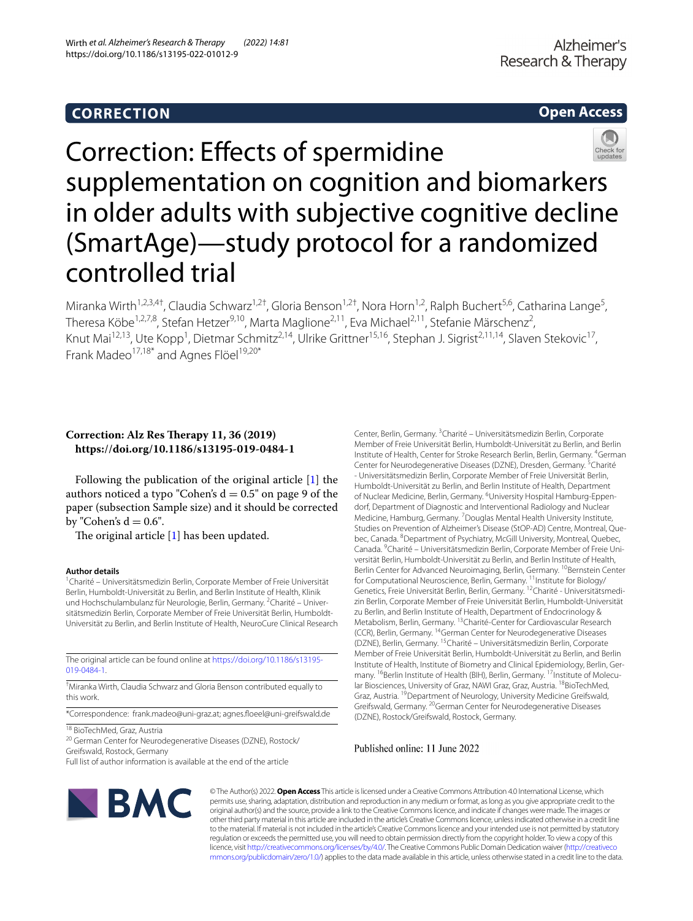**CORRECTION** **Open Access**

# Correction: Effects of spermidine supplementation on cognition and biomarkers in older adults with subjective cognitive decline (SmartAge)—study protocol for a randomized controlled trial

Miranka Wirth[1,2,3,4†], Claudia Schwarz[1,2†], Gloria Benson[1,2†], Nora Horn[1,2], Ralph Buchert[5,6], Catharina Lange[5], Theresa Köbe[1,2,7,8], Stefan Hetzer[9,10], Marta Maglione[2,11], Eva Michael[2,11], Stefanie Märschenz[2], Knut Mai[12,13], Ute Kopp[1], Dietmar Schmitz[2,14], Ulrike Grittner[15,16], Stephan J. Sigrist[2,11,14], Slaven Stekovic[17], Frank Madeo[17,18*] and Agnes Flöel[19,20*]

**Correction: Alz Res Therapy 11, 36 (2019)**
**https://doi.org/10.1186/s13195-019-0484-1**

Following the publication of the original article [1] the authors noticed a typo "Cohen's d = 0.5" on page 9 of the paper (subsection Sample size) and it should be corrected by "Cohen's d = 0.6".

The original article [1] has been updated.

**Author details**

[1]Charité – Universitätsmedizin Berlin, Corporate Member of Freie Universität Berlin, Humboldt-Universität zu Berlin, and Berlin Institute of Health, Klinik und Hochschulambulanz für Neurologie, Berlin, Germany. [2]Charité – Universitätsmedizin Berlin, Corporate Member of Freie Universität Berlin, Humboldt-Universität zu Berlin, and Berlin Institute of Health, NeuroCure Clinical Research Center, Berlin, Germany. [3]Charité – Universitätsmedizin Berlin, Corporate Member of Freie Universität Berlin, Humboldt-Universität zu Berlin, and Berlin Institute of Health, Center for Stroke Research Berlin, Berlin, Germany. [4]German Center for Neurodegenerative Diseases (DZNE), Dresden, Germany. [5]Charité - Universitätsmedizin Berlin, Corporate Member of Freie Universität Berlin, Humboldt-Universität zu Berlin, and Berlin Institute of Health, Department of Nuclear Medicine, Berlin, Germany. [6]University Hospital Hamburg-Eppendorf, Department of Diagnostic and Interventional Radiology and Nuclear Medicine, Hamburg, Germany. [7]Douglas Mental Health University Institute, Studies on Prevention of Alzheimer's Disease (StOP-AD) Centre, Montreal, Quebec, Canada. [8]Department of Psychiatry, McGill University, Montreal, Quebec, Canada. [9]Charité – Universitätsmedizin Berlin, Corporate Member of Freie Universität Berlin, Humboldt-Universität zu Berlin, and Berlin Institute of Health, Berlin Center for Advanced Neuroimaging, Berlin, Germany. [10]Bernstein Center for Computational Neuroscience, Berlin, Germany. [11]Institute for Biology/Genetics, Freie Universität Berlin, Berlin, Germany. [12]Charité - Universitätsmedizin Berlin, Corporate Member of Freie Universität Berlin, Humboldt-Universität zu Berlin, and Berlin Institute of Health, Department of Endocrinology & Metabolism, Berlin, Germany. [13]Charité-Center for Cardiovascular Research (CCR), Berlin, Germany. [14]German Center for Neurodegenerative Diseases (DZNE), Berlin, Germany. [15]Charité – Universitätsmedizin Berlin, Corporate Member of Freie Universität Berlin, Humboldt-Universität zu Berlin, and Berlin Institute of Health, Institute of Biometry and Clinical Epidemiology, Berlin, Germany. [16]Berlin Institute of Health (BIH), Berlin, Germany. [17]Institute of Molecular Biosciences, University of Graz, NAWI Graz, Graz, Austria. [18]BioTechMed, Graz, Austria. [19]Department of Neurology, University Medicine Greifswald, Greifswald, Germany. [20]German Center for Neurodegenerative Diseases (DZNE), Rostock/Greifswald, Rostock, Germany.

Published online: 11 June 2022

The original article can be found online at https://doi.org/10.1186/s13195-019-0484-1.

†Miranka Wirth, Claudia Schwarz and Gloria Benson contributed equally to this work.

*Correspondence: frank.madeo@uni-graz.at; agnes.floeel@uni-greifswald.de

[18] BioTechMed, Graz, Austria

[20] German Center for Neurodegenerative Diseases (DZNE), Rostock/Greifswald, Rostock, Germany

Full list of author information is available at the end of the article

© The Author(s) 2022. **Open Access** This article is licensed under a Creative Commons Attribution 4.0 International License, which permits use, sharing, adaptation, distribution and reproduction in any medium or format, as long as you give appropriate credit to the original author(s) and the source, provide a link to the Creative Commons licence, and indicate if changes were made. The images or other third party material in this article are included in the article's Creative Commons licence, unless indicated otherwise in a credit line to the material. If material is not included in the article's Creative Commons licence and your intended use is not permitted by statutory regulation or exceeds the permitted use, you will need to obtain permission directly from the copyright holder. To view a copy of this licence, visit http://creativecommons.org/licenses/by/4.0/. The Creative Commons Public Domain Dedication waiver (http://creativecommons.org/publicdomain/zero/1.0/) applies to the data made available in this article, unless otherwise stated in a credit line to the data.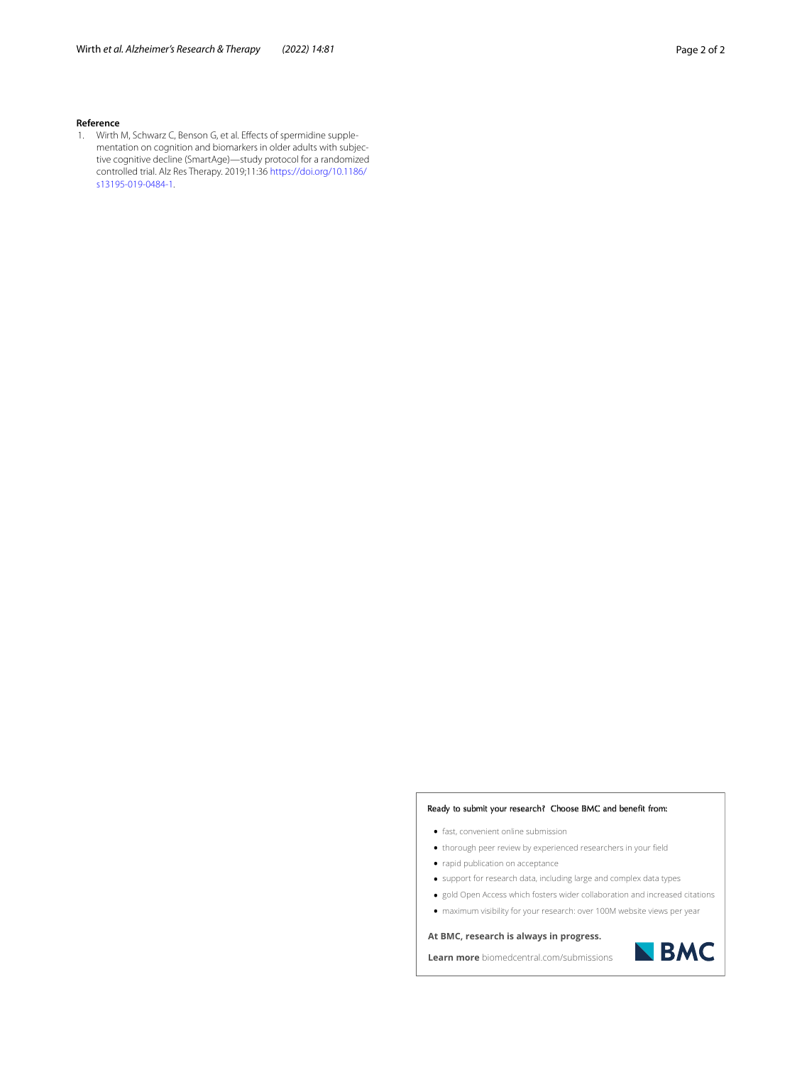### Reference

1. Wirth M, Schwarz C, Benson G, et al. Effects of spermidine supplementation on cognition and biomarkers in older adults with subjective cognitive decline (SmartAge)—study protocol for a randomized controlled trial. Alz Res Therapy. 2019;11:36 https://doi.org/10.1186/s13195-019-0484-1.

Ready to submit your research? Choose BMC and benefit from:

- fast, convenient online submission
- thorough peer review by experienced researchers in your field
- rapid publication on acceptance
- support for research data, including large and complex data types
- gold Open Access which fosters wider collaboration and increased citations
- maximum visibility for your research: over 100M website views per year

**At BMC, research is always in progress.**

**Learn more** biomedcentral.com/submissions

BMC